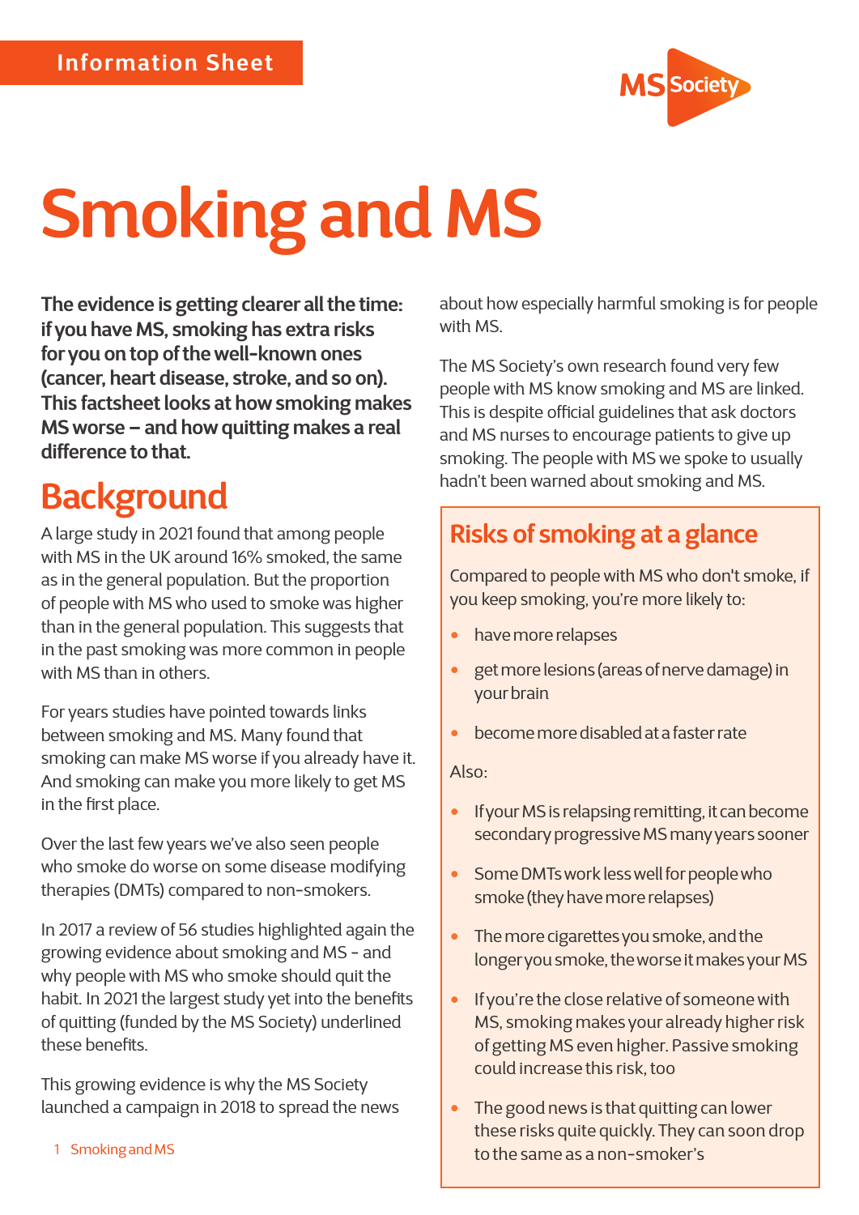Information Sheet

# Smoking and MS

**The evidence is getting clearer all the time: if you have MS, smoking has extra risks for you on top of the well-known ones (cancer, heart disease, stroke, and so on). This factsheet looks at how smoking makes MS worse – and how quitting makes a real difference to that.**

## Background

A large study in 2021 found that among people with MS in the UK around 16% smoked, the same as in the general population. But the proportion of people with MS who used to smoke was higher than in the general population. This suggests that in the past smoking was more common in people with MS than in others.

For years studies have pointed towards links between smoking and MS. Many found that smoking can make MS worse if you already have it. And smoking can make you more likely to get MS in the first place.

Over the last few years we've also seen people who smoke do worse on some disease modifying therapies (DMTs) compared to non-smokers.

In 2017 a review of 56 studies highlighted again the growing evidence about smoking and MS - and why people with MS who smoke should quit the habit. In 2021 the largest study yet into the benefits of quitting (funded by the MS Society) underlined these benefits.

This growing evidence is why the MS Society launched a campaign in 2018 to spread the news about how especially harmful smoking is for people with MS.

The MS Society's own research found very few people with MS know smoking and MS are linked. This is despite official guidelines that ask doctors and MS nurses to encourage patients to give up smoking. The people with MS we spoke to usually hadn't been warned about smoking and MS.

## Risks of smoking at a glance

Compared to people with MS who don't smoke, if you keep smoking, you're more likely to:

- have more relapses
- get more lesions (areas of nerve damage) in your brain
- become more disabled at a faster rate

Also:

- If your MS is relapsing remitting, it can become secondary progressive MS many years sooner
- Some DMTs work less well for people who smoke (they have more relapses)
- The more cigarettes you smoke, and the longer you smoke, the worse it makes your MS
- If you're the close relative of someone with MS, smoking makes your already higher risk of getting MS even higher. Passive smoking could increase this risk, too
- The good news is that quitting can lower these risks quite quickly. They can soon drop to the same as a non-smoker's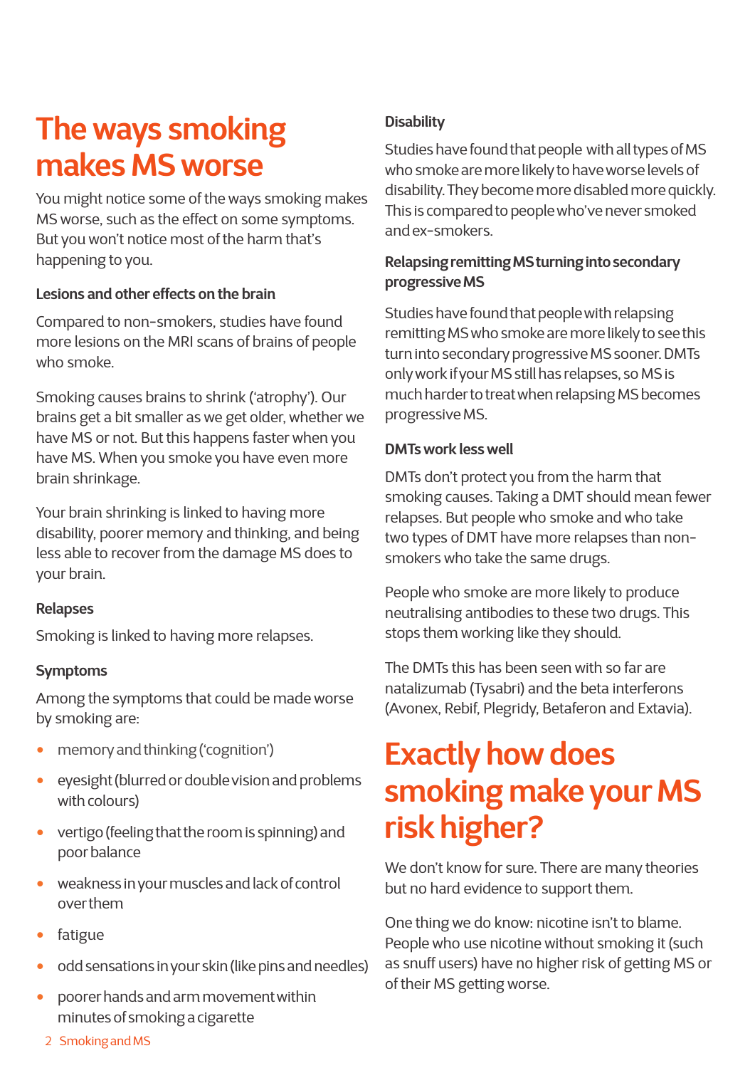# The ways smoking makes MS worse

You might notice some of the ways smoking makes MS worse, such as the effect on some symptoms. But you won't notice most of the harm that's happening to you.

### Lesions and other effects on the brain

Compared to non-smokers, studies have found more lesions on the MRI scans of brains of people who smoke.

Smoking causes brains to shrink ('atrophy'). Our brains get a bit smaller as we get older, whether we have MS or not. But this happens faster when you have MS. When you smoke you have even more brain shrinkage.

Your brain shrinking is linked to having more disability, poorer memory and thinking, and being less able to recover from the damage MS does to your brain.

### Relapses

Smoking is linked to having more relapses.

### Symptoms

Among the symptoms that could be made worse by smoking are:

- memory and thinking ('cognition')
- eyesight (blurred or double vision and problems with colours)
- vertigo (feeling that the room is spinning) and poor balance
- weakness in your muscles and lack of control over them
- fatigue
- odd sensations in your skin (like pins and needles)
- poorer hands and arm movement within minutes of smoking a cigarette

### Disability

Studies have found that people with all types of MS who smoke are more likely to have worse levels of disability. They become more disabled more quickly. This is compared to people who've never smoked and ex-smokers.

### Relapsing remitting MS turning into secondary progressive MS

Studies have found that people with relapsing remitting MS who smoke are more likely to see this turn into secondary progressive MS sooner. DMTs only work if your MS still has relapses, so MS is much harder to treat when relapsing MS becomes progressive MS.

### DMTs work less well

DMTs don't protect you from the harm that smoking causes. Taking a DMT should mean fewer relapses. But people who smoke and who take two types of DMT have more relapses than non-smokers who take the same drugs.

People who smoke are more likely to produce neutralising antibodies to these two drugs. This stops them working like they should.

The DMTs this has been seen with so far are natalizumab (Tysabri) and the beta interferons (Avonex, Rebif, Plegridy, Betaferon and Extavia).

# Exactly how does smoking make your MS risk higher?

We don't know for sure. There are many theories but no hard evidence to support them.

One thing we do know: nicotine isn't to blame. People who use nicotine without smoking it (such as snuff users) have no higher risk of getting MS or of their MS getting worse.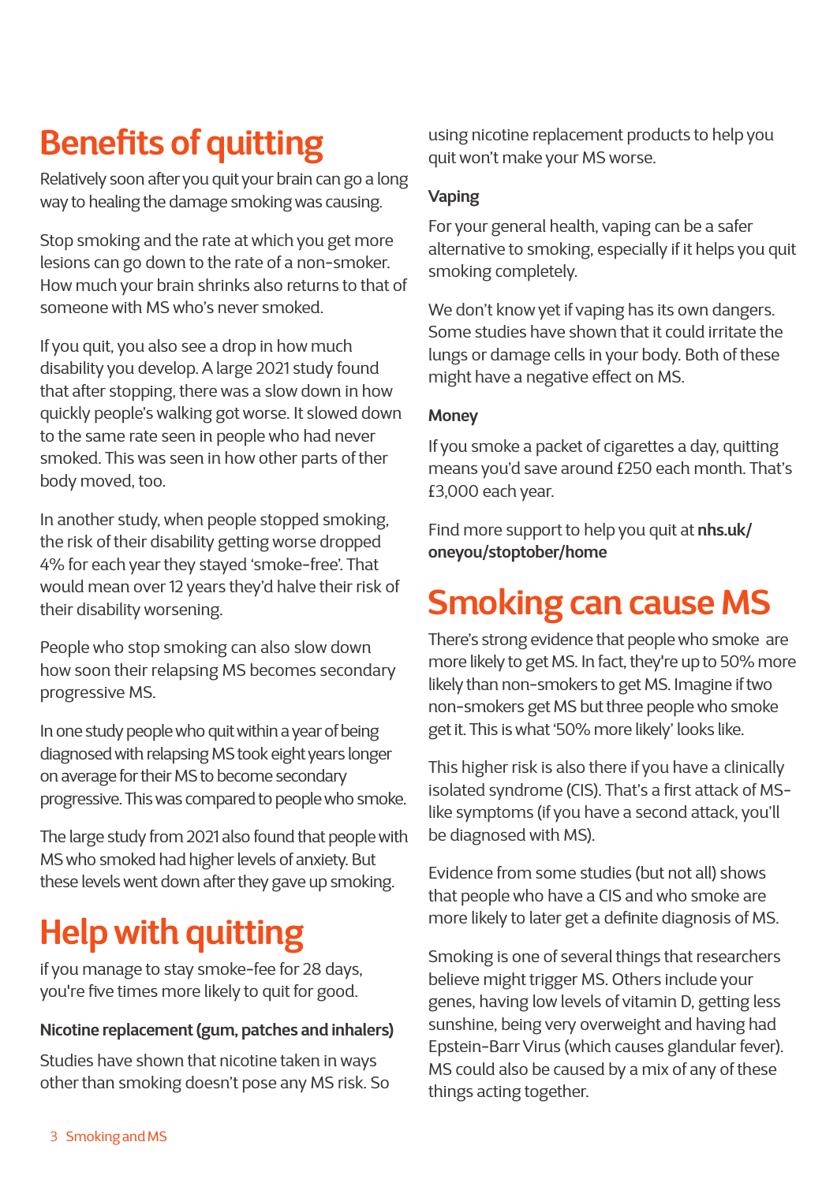# Benefits of quitting

Relatively soon after you quit your brain can go a long way to healing the damage smoking was causing.

Stop smoking and the rate at which you get more lesions can go down to the rate of a non-smoker. How much your brain shrinks also returns to that of someone with MS who's never smoked.

If you quit, you also see a drop in how much disability you develop. A large 2021 study found that after stopping, there was a slow down in how quickly people's walking got worse. It slowed down to the same rate seen in people who had never smoked. This was seen in how other parts of their body moved, too.

In another study, when people stopped smoking, the risk of their disability getting worse dropped 4% for each year they stayed 'smoke-free'. That would mean over 12 years they'd halve their risk of their disability worsening.

People who stop smoking can also slow down how soon their relapsing MS becomes secondary progressive MS.

In one study people who quit within a year of being diagnosed with relapsing MS took eight years longer on average for their MS to become secondary progressive. This was compared to people who smoke.

The large study from 2021 also found that people with MS who smoked had higher levels of anxiety. But these levels went down after they gave up smoking.

# Help with quitting

if you manage to stay smoke-fee for 28 days, you're five times more likely to quit for good.

### Nicotine replacement (gum, patches and inhalers)

Studies have shown that nicotine taken in ways other than smoking doesn't pose any MS risk. So using nicotine replacement products to help you quit won't make your MS worse.

### Vaping

For your general health, vaping can be a safer alternative to smoking, especially if it helps you quit smoking completely.

We don't know yet if vaping has its own dangers. Some studies have shown that it could irritate the lungs or damage cells in your body. Both of these might have a negative effect on MS.

### Money

If you smoke a packet of cigarettes a day, quitting means you'd save around £250 each month. That's £3,000 each year.

Find more support to help you quit at **nhs.uk/oneyou/stoptober/home**

# Smoking can cause MS

There's strong evidence that people who smoke are more likely to get MS. In fact, they're up to 50% more likely than non-smokers to get MS. Imagine if two non-smokers get MS but three people who smoke get it. This is what '50% more likely' looks like.

This higher risk is also there if you have a clinically isolated syndrome (CIS). That's a first attack of MS-like symptoms (if you have a second attack, you'll be diagnosed with MS).

Evidence from some studies (but not all) shows that people who have a CIS and who smoke are more likely to later get a definite diagnosis of MS.

Smoking is one of several things that researchers believe might trigger MS. Others include your genes, having low levels of vitamin D, getting less sunshine, being very overweight and having had Epstein-Barr Virus (which causes glandular fever). MS could also be caused by a mix of any of these things acting together.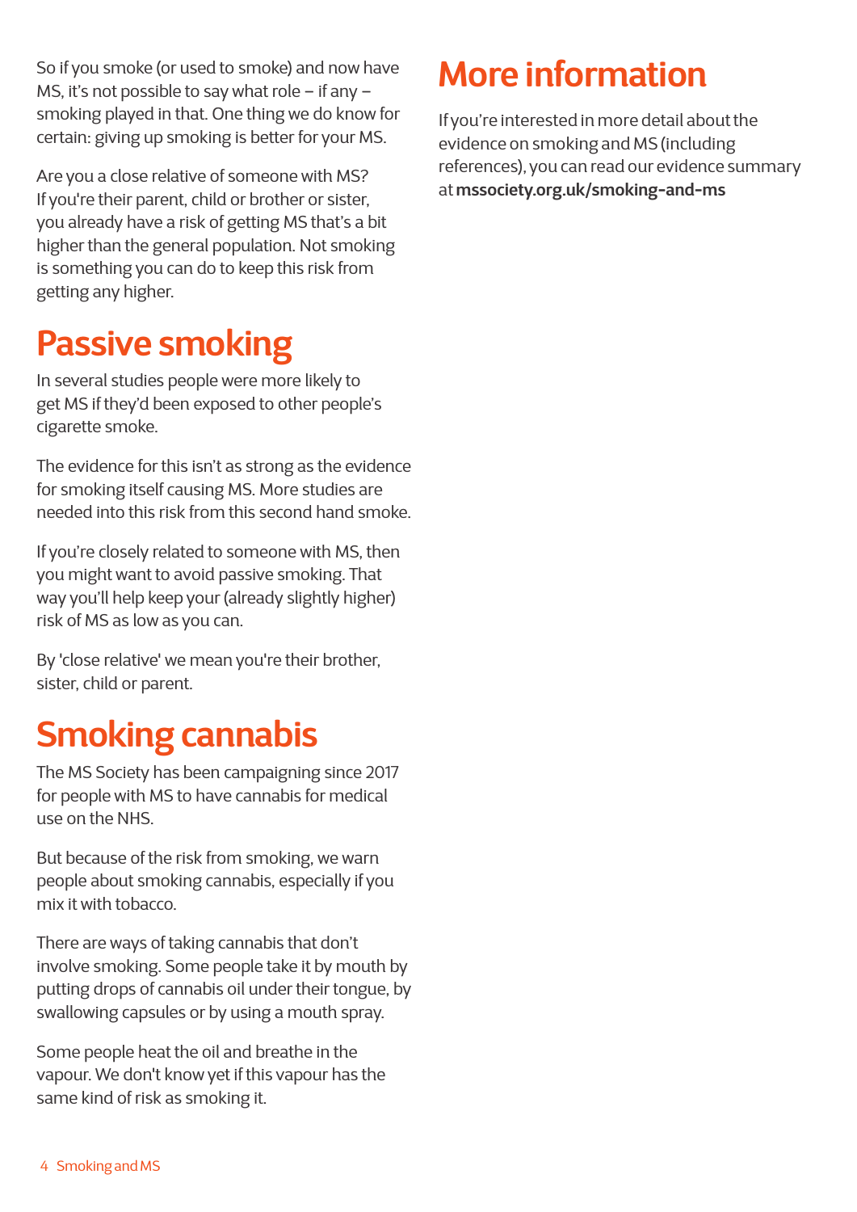So if you smoke (or used to smoke) and now have MS, it's not possible to say what role – if any – smoking played in that. One thing we do know for certain: giving up smoking is better for your MS.

Are you a close relative of someone with MS? If you're their parent, child or brother or sister, you already have a risk of getting MS that's a bit higher than the general population. Not smoking is something you can do to keep this risk from getting any higher.

## Passive smoking

In several studies people were more likely to get MS if they'd been exposed to other people's cigarette smoke.

The evidence for this isn't as strong as the evidence for smoking itself causing MS. More studies are needed into this risk from this second hand smoke.

If you're closely related to someone with MS, then you might want to avoid passive smoking. That way you'll help keep your (already slightly higher) risk of MS as low as you can.

By 'close relative' we mean you're their brother, sister, child or parent.

## Smoking cannabis

The MS Society has been campaigning since 2017 for people with MS to have cannabis for medical use on the NHS.

But because of the risk from smoking, we warn people about smoking cannabis, especially if you mix it with tobacco.

There are ways of taking cannabis that don't involve smoking. Some people take it by mouth by putting drops of cannabis oil under their tongue, by swallowing capsules or by using a mouth spray.

Some people heat the oil and breathe in the vapour. We don't know yet if this vapour has the same kind of risk as smoking it.

## More information

If you're interested in more detail about the evidence on smoking and MS (including references), you can read our evidence summary at **mssociety.org.uk/smoking-and-ms**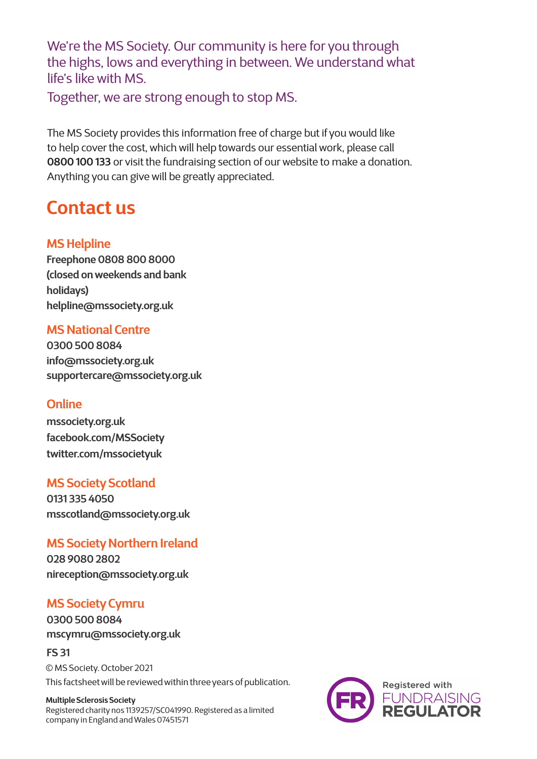We're the MS Society. Our community is here for you through the highs, lows and everything in between. We understand what life's like with MS.

Together, we are strong enough to stop MS.

The MS Society provides this information free of charge but if you would like to help cover the cost, which will help towards our essential work, please call **0800 100 133** or visit the fundraising section of our website to make a donation. Anything you can give will be greatly appreciated.

## Contact us

### MS Helpline

**Freephone 0808 800 8000**
**(closed on weekends and bank holidays)**
**helpline@mssociety.org.uk**

### MS National Centre

**0300 500 8084**
**info@mssociety.org.uk**
**supportercare@mssociety.org.uk**

### Online

**mssociety.org.uk**
**facebook.com/MSSociety**
**twitter.com/mssocietyuk**

### MS Society Scotland

**0131 335 4050**
**msscotland@mssociety.org.uk**

### MS Society Northern Ireland

**028 9080 2802**
**nireception@mssociety.org.uk**

### MS Society Cymru

**0300 500 8084**
**mscymru@mssociety.org.uk**

**FS 31**

© MS Society. October 2021

This factsheet will be reviewed within three years of publication.

**Multiple Sclerosis Society**
Registered charity nos 1139257/SC041990. Registered as a limited company in England and Wales 07451571

Registered with FUNDRAISING REGULATOR